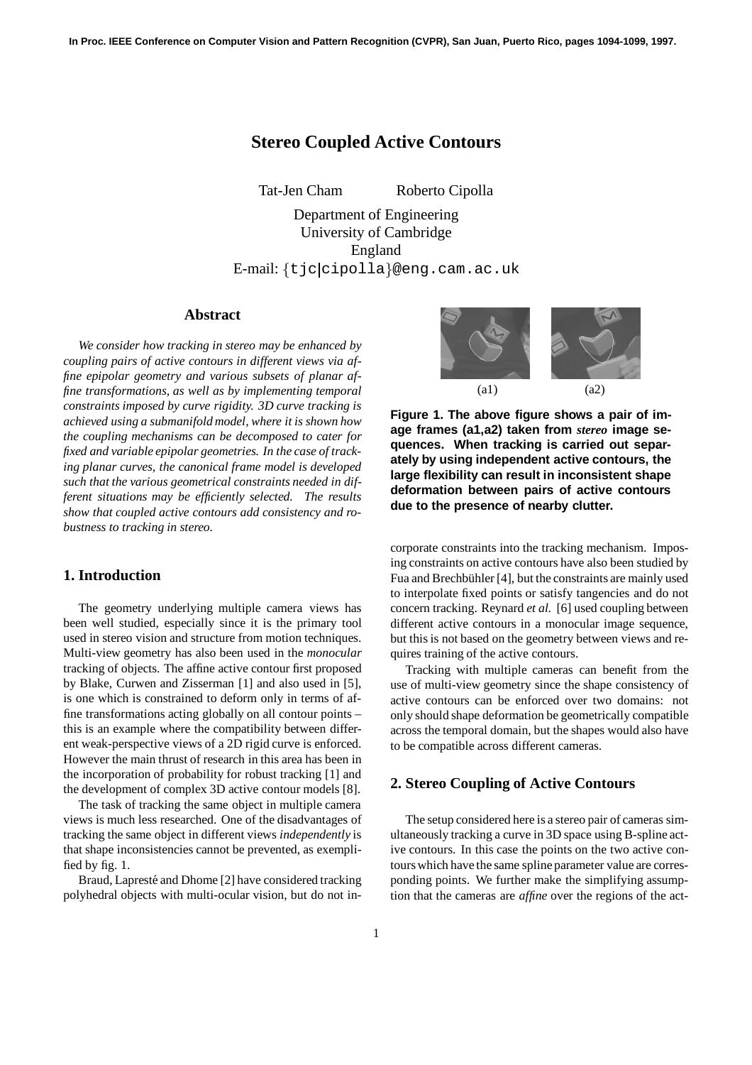# Stereo Coupled Active Contours

Tat-Jen Cham Roberto Cipolla

Department of Engineering
University of Cambridge
England
E-mail: {tjc|cipolla}@eng.cam.ac.uk

## Abstract

*We consider how tracking in stereo may be enhanced by coupling pairs of active contours in different views via affine epipolar geometry and various subsets of planar affine transformations, as well as by implementing temporal constraints imposed by curve rigidity. 3D curve tracking is achieved using a submanifold model, where it is shown how the coupling mechanisms can be decomposed to cater for fixed and variable epipolar geometries. In the case of tracking planar curves, the canonical frame model is developed such that the various geometrical constraints needed in different situations may be efficiently selected. The results show that coupled active contours add consistency and robustness to tracking in stereo.*

## 1. Introduction

The geometry underlying multiple camera views has been well studied, especially since it is the primary tool used in stereo vision and structure from motion techniques. Multi-view geometry has also been used in the *monocular* tracking of objects. The affine active contour first proposed by Blake, Curwen and Zisserman [1] and also used in [5], is one which is constrained to deform only in terms of affine transformations acting globally on all contour points – this is an example where the compatibility between different weak-perspective views of a 2D rigid curve is enforced. However the main thrust of research in this area has been in the incorporation of probability for robust tracking [1] and the development of complex 3D active contour models [8].

The task of tracking the same object in multiple camera views is much less researched. One of the disadvantages of tracking the same object in different views *independently* is that shape inconsistencies cannot be prevented, as exemplified by fig. 1.

Braud, Lapresté and Dhome [2] have considered tracking polyhedral objects with multi-ocular vision, but do not incorporate constraints into the tracking mechanism. Imposing constraints on active contours have also been studied by Fua and Brechbühler [4], but the constraints are mainly used to interpolate fixed points or satisfy tangencies and do not concern tracking. Reynard *et al.* [6] used coupling between different active contours in a monocular image sequence, but this is not based on the geometry between views and requires training of the active contours.

(a1) (a2)

**Figure 1. The above figure shows a pair of image frames (a1,a2) taken from *stereo* image sequences. When tracking is carried out separately by using independent active contours, the large flexibility can result in inconsistent shape deformation between pairs of active contours due to the presence of nearby clutter.**

Tracking with multiple cameras can benefit from the use of multi-view geometry since the shape consistency of active contours can be enforced over two domains: not only should shape deformation be geometrically compatible across the temporal domain, but the shapes would also have to be compatible across different cameras.

## 2. Stereo Coupling of Active Contours

The setup considered here is a stereo pair of cameras simultaneously tracking a curve in 3D space using B-spline active contours. In this case the points on the two active contours which have the same spline parameter value are corresponding points. We further make the simplifying assumption that the cameras are *affine* over the regions of the act-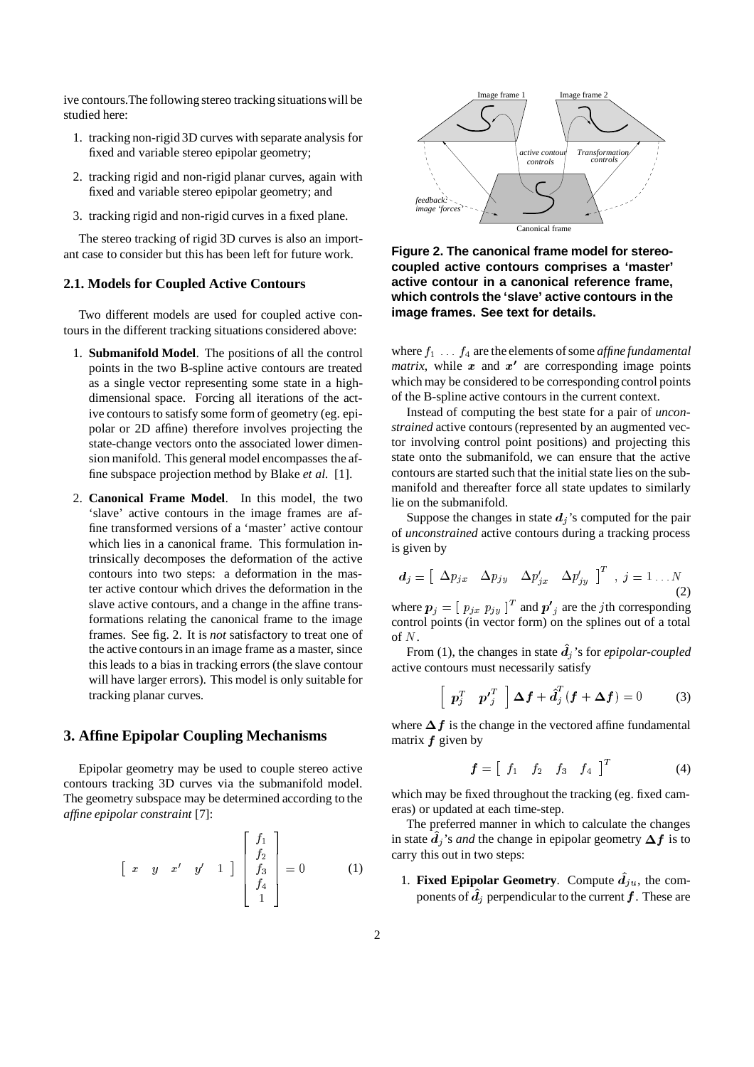ive contours.The following stereo tracking situations will be studied here:

1. tracking non-rigid 3D curves with separate analysis for fixed and variable stereo epipolar geometry;
2. tracking rigid and non-rigid planar curves, again with fixed and variable stereo epipolar geometry; and
3. tracking rigid and non-rigid curves in a fixed plane.

The stereo tracking of rigid 3D curves is also an important case to consider but this has been left for future work.

### 2.1. Models for Coupled Active Contours

Two different models are used for coupled active contours in the different tracking situations considered above:

1. **Submanifold Model**. The positions of all the control points in the two B-spline active contours are treated as a single vector representing some state in a high-dimensional space. Forcing all iterations of the active contours to satisfy some form of geometry (eg. epipolar or 2D affine) therefore involves projecting the state-change vectors onto the associated lower dimension manifold. This general model encompasses the affine subspace projection method by Blake *et al.* [1].
2. **Canonical Frame Model**. In this model, the two 'slave' active contours in the image frames are affine transformed versions of a 'master' active contour which lies in a canonical frame. This formulation intrinsically decomposes the deformation of the active contours into two steps: a deformation in the master active contour which drives the deformation in the slave active contours, and a change in the affine transformations relating the canonical frame to the image frames. See fig. 2. It is *not* satisfactory to treat one of the active contours in an image frame as a master, since this leads to a bias in tracking errors (the slave contour will have larger errors). This model is only suitable for tracking planar curves.

## 3. Affine Epipolar Coupling Mechanisms

Epipolar geometry may be used to couple stereo active contours tracking 3D curves via the submanifold model. The geometry subspace may be determined according to the *affine epipolar constraint* [7]:

$$\begin{bmatrix} x & y & x' & y' & 1 \end{bmatrix} \begin{bmatrix} f_1 \\ f_2 \\ f_3 \\ f_4 \\ 1 \end{bmatrix} = 0 \qquad (1)$$

**Figure 2. The canonical frame model for stereo-coupled active contours comprises a 'master' active contour in a canonical reference frame, which controls the 'slave' active contours in the image frames. See text for details.**

where $f_1 \ldots f_4$ are the elements of some *affine fundamental matrix*, while $\boldsymbol{x}$ and $\boldsymbol{x'}$ are corresponding image points which may be considered to be corresponding control points of the B-spline active contours in the current context.

Instead of computing the best state for a pair of *unconstrained* active contours (represented by an augmented vector involving control point positions) and projecting this state onto the submanifold, we can ensure that the active contours are started such that the initial state lies on the submanifold and thereafter force all state updates to similarly lie on the submanifold.

Suppose the changes in state $\boldsymbol{d}_j$'s computed for the pair of *unconstrained* active contours during a tracking process is given by

$$\boldsymbol{d}_j = \begin{bmatrix} \Delta p_{jx} & \Delta p_{jy} & \Delta p'_{jx} & \Delta p'_{jy} \end{bmatrix}^T \ , \ j = 1 \ldots N \qquad (2)$$

where $\boldsymbol{p}_j = [\ p_{jx} \ p_{jy}\ ]^T$ and $\boldsymbol{p'}_j$ are the $j$th corresponding control points (in vector form) on the splines out of a total of $N$.

From (1), the changes in state $\hat{\boldsymbol{d}}_j$'s for *epipolar-coupled* active contours must necessarily satisfy

$$\begin{bmatrix} \boldsymbol{p}_j^T & \boldsymbol{p'}_j^T \end{bmatrix} \boldsymbol{\Delta f} + \hat{\boldsymbol{d}}_j^T (\boldsymbol{f} + \boldsymbol{\Delta f}) = 0 \qquad (3)$$

where $\boldsymbol{\Delta f}$ is the change in the vectored affine fundamental matrix $\boldsymbol{f}$ given by

$$\boldsymbol{f} = \begin{bmatrix} f_1 & f_2 & f_3 & f_4 \end{bmatrix}^T \qquad (4)$$

which may be fixed throughout the tracking (eg. fixed cameras) or updated at each time-step.

The preferred manner in which to calculate the changes in state $\hat{\boldsymbol{d}}_j$'s *and* the change in epipolar geometry $\boldsymbol{\Delta f}$ is to carry this out in two steps:

1. **Fixed Epipolar Geometry**. Compute $\hat{\boldsymbol{d}}_{ju}$, the components of $\hat{\boldsymbol{d}}_j$ perpendicular to the current $\boldsymbol{f}$. These are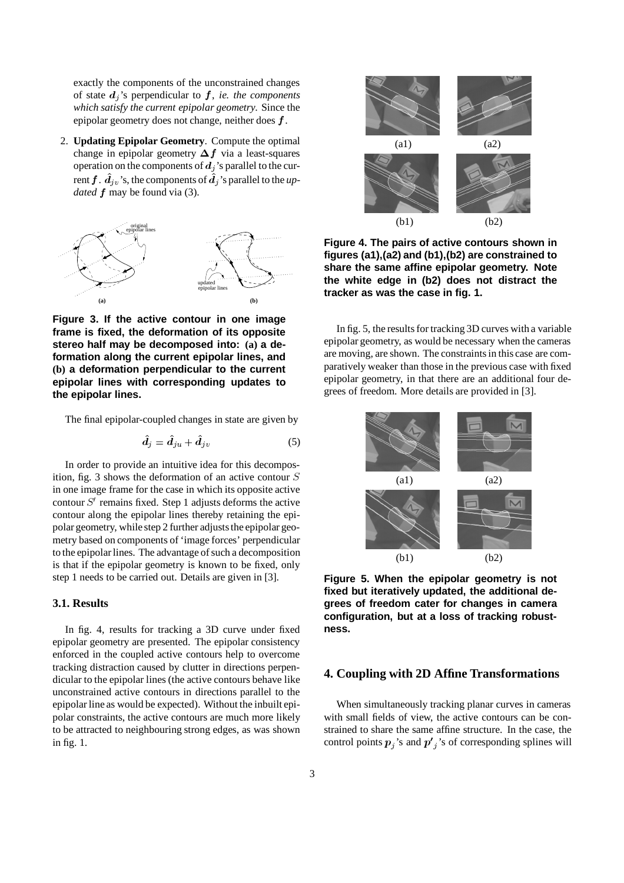exactly the components of the unconstrained changes of state $\boldsymbol{d}_j$'s perpendicular to $\boldsymbol{f}$, *ie. the components which satisfy the current epipolar geometry*. Since the epipolar geometry does not change, neither does $\boldsymbol{f}$.

2. **Updating Epipolar Geometry**. Compute the optimal change in epipolar geometry $\boldsymbol{\Delta f}$ via a least-squares operation on the components of $\boldsymbol{d}_j$'s parallel to the current $\boldsymbol{f}$. $\hat{\boldsymbol{d}}_{jv}$'s, the components of $\hat{\boldsymbol{d}}_j$'s parallel to the *updated* $\boldsymbol{f}$ may be found via (3).

**Figure 3. If the active contour in one image frame is fixed, the deformation of its opposite stereo half may be decomposed into: (a) a deformation along the current epipolar lines, and (b) a deformation perpendicular to the current epipolar lines with corresponding updates to the epipolar lines.**

The final epipolar-coupled changes in state are given by

$$\hat{\boldsymbol{d}}_j = \hat{\boldsymbol{d}}_{ju} + \hat{\boldsymbol{d}}_{jv} \tag{5}$$

In order to provide an intuitive idea for this decomposition, fig. 3 shows the deformation of an active contour $S$ in one image frame for the case in which its opposite active contour $S'$ remains fixed. Step 1 adjusts deforms the active contour along the epipolar lines thereby retaining the epipolar geometry, while step 2 further adjusts the epipolar geometry based on components of 'image forces' perpendicular to the epipolar lines. The advantage of such a decomposition is that if the epipolar geometry is known to be fixed, only step 1 needs to be carried out. Details are given in [3].

### 3.1. Results

In fig. 4, results for tracking a 3D curve under fixed epipolar geometry are presented. The epipolar consistency enforced in the coupled active contours help to overcome tracking distraction caused by clutter in directions perpendicular to the epipolar lines (the active contours behave like unconstrained active contours in directions parallel to the epipolar line as would be expected). Without the inbuilt epipolar constraints, the active contours are much more likely to be attracted to neighbouring strong edges, as was shown in fig. 1.

**Figure 4. The pairs of active contours shown in figures (a1),(a2) and (b1),(b2) are constrained to share the same affine epipolar geometry. Note the white edge in (b2) does not distract the tracker as was the case in fig. 1.**

In fig. 5, the results for tracking 3D curves with a variable epipolar geometry, as would be necessary when the cameras are moving, are shown. The constraints in this case are comparatively weaker than those in the previous case with fixed epipolar geometry, in that there are an additional four degrees of freedom. More details are provided in [3].

**Figure 5. When the epipolar geometry is not fixed but iteratively updated, the additional degrees of freedom cater for changes in camera configuration, but at a loss of tracking robustness.**

## 4. Coupling with 2D Affine Transformations

When simultaneously tracking planar curves in cameras with small fields of view, the active contours can be constrained to share the same affine structure. In the case, the control points $\boldsymbol{p}_j$'s and $\boldsymbol{p'}_j$'s of corresponding splines will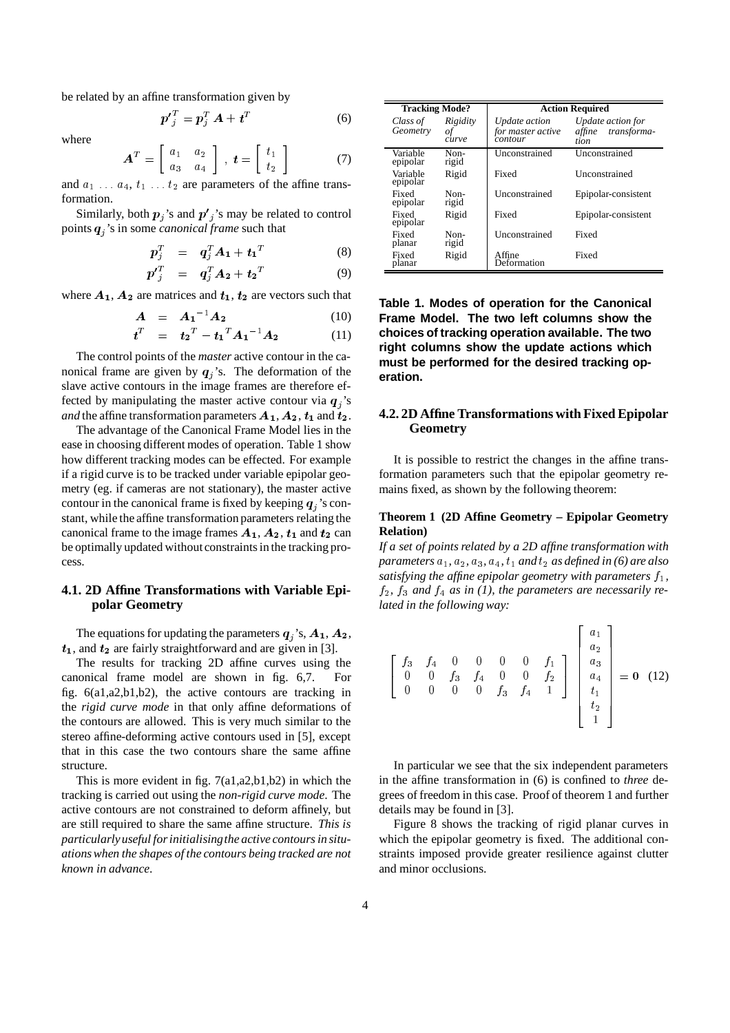be related by an affine transformation given by

$$\boldsymbol{p'}_j^T = \boldsymbol{p}_j^T \boldsymbol{A} + \boldsymbol{t}^T \tag{6}$$

where

$$\boldsymbol{A}^T = \begin{bmatrix} a_1 & a_2 \\ a_3 & a_4 \end{bmatrix}, \ \boldsymbol{t} = \begin{bmatrix} t_1 \\ t_2 \end{bmatrix} \tag{7}$$

and $a_1 \ldots a_4$, $t_1 \ldots t_2$ are parameters of the affine transformation.

Similarly, both $\boldsymbol{p}_j$'s and $\boldsymbol{p'}_j$'s may be related to control points $\boldsymbol{q}_j$'s in some *canonical frame* such that

$$\boldsymbol{p}_j^T = \boldsymbol{q}_j^T \boldsymbol{A_1} + \boldsymbol{t_1}^T \tag{8}$$

$$\boldsymbol{p'}_j^T = \boldsymbol{q}_j^T \boldsymbol{A_2} + \boldsymbol{t_2}^T \tag{9}$$

where $\boldsymbol{A_1}$, $\boldsymbol{A_2}$ are matrices and $\boldsymbol{t_1}$, $\boldsymbol{t_2}$ are vectors such that

$$\boldsymbol{A} = \boldsymbol{A_1}^{-1} \boldsymbol{A_2} \tag{10}$$

$$\boldsymbol{t}^T = \boldsymbol{t_2}^T - \boldsymbol{t_1}^T \boldsymbol{A_1}^{-1} \boldsymbol{A_2} \tag{11}$$

The control points of the *master* active contour in the canonical frame are given by $\boldsymbol{q}_j$'s. The deformation of the slave active contours in the image frames are therefore effected by manipulating the master active contour via $\boldsymbol{q}_j$'s *and* the affine transformation parameters $\boldsymbol{A_1}$, $\boldsymbol{A_2}$, $\boldsymbol{t_1}$ and $\boldsymbol{t_2}$.

The advantage of the Canonical Frame Model lies in the ease in choosing different modes of operation. Table 1 show how different tracking modes can be effected. For example if a rigid curve is to be tracked under variable epipolar geometry (eg. if cameras are not stationary), the master active contour in the canonical frame is fixed by keeping $\boldsymbol{q}_j$'s constant, while the affine transformation parameters relating the canonical frame to the image frames $\boldsymbol{A_1}$, $\boldsymbol{A_2}$, $\boldsymbol{t_1}$ and $\boldsymbol{t_2}$ can be optimally updated without constraints in the tracking process.

### 4.1. 2D Affine Transformations with Variable Epipolar Geometry

The equations for updating the parameters $\boldsymbol{q}_j$'s, $\boldsymbol{A_1}$, $\boldsymbol{A_2}$, $\boldsymbol{t_1}$, and $\boldsymbol{t_2}$ are fairly straightforward and are given in [3].

The results for tracking 2D affine curves using the canonical frame model are shown in fig. 6,7. For fig. 6(a1,a2,b1,b2), the active contours are tracking in the *rigid curve mode* in that only affine deformations of the contours are allowed. This is very much similar to the stereo affine-deforming active contours used in [5], except that in this case the two contours share the same affine structure.

This is more evident in fig. 7(a1,a2,b1,b2) in which the tracking is carried out using the *non-rigid curve mode*. The active contours are not constrained to deform affinely, but are still required to share the same affine structure. *This is particularly useful for initialising the active contours in situations when the shapes of the contours being tracked are not known in advance*.

| **Tracking Mode?** | | **Action Required** | |
|---|---|---|---|
| *Class of Geometry* | *Rigidity of curve* | *Update action for master active contour* | *Update action for affine transformation* |
| Variable epipolar | Non-rigid | Unconstrained | Unconstrained |
| Variable epipolar | Rigid | Fixed | Unconstrained |
| Fixed epipolar | Non-rigid | Unconstrained | Epipolar-consistent |
| Fixed epipolar | Rigid | Fixed | Epipolar-consistent |
| Fixed planar | Non-rigid | Unconstrained | Fixed |
| Fixed planar | Rigid | Affine Deformation | Fixed |

**Table 1. Modes of operation for the Canonical Frame Model. The two left columns show the choices of tracking operation available. The two right columns show the update actions which must be performed for the desired tracking operation.**

### 4.2. 2D Affine Transformations with Fixed Epipolar Geometry

It is possible to restrict the changes in the affine transformation parameters such that the epipolar geometry remains fixed, as shown by the following theorem:

**Theorem 1 (2D Affine Geometry – Epipolar Geometry Relation)**

*If a set of points related by a 2D affine transformation with parameters $a_1, a_2, a_3, a_4, t_1$ and $t_2$ as defined in (6) are also satisfying the affine epipolar geometry with parameters $f_1$, $f_2$, $f_3$ and $f_4$ as in (1), the parameters are necessarily related in the following way:*

$$\begin{bmatrix} f_3 & f_4 & 0 & 0 & 0 & 0 & f_1 \\ 0 & 0 & f_3 & f_4 & 0 & 0 & f_2 \\ 0 & 0 & 0 & 0 & f_3 & f_4 & 1 \end{bmatrix} \begin{bmatrix} a_1 \\ a_2 \\ a_3 \\ a_4 \\ t_1 \\ t_2 \\ 1 \end{bmatrix} = \boldsymbol{0} \tag{12}$$

In particular we see that the six independent parameters in the affine transformation in (6) is confined to *three* degrees of freedom in this case. Proof of theorem 1 and further details may be found in [3].

Figure 8 shows the tracking of rigid planar curves in which the epipolar geometry is fixed. The additional constraints imposed provide greater resilience against clutter and minor occlusions.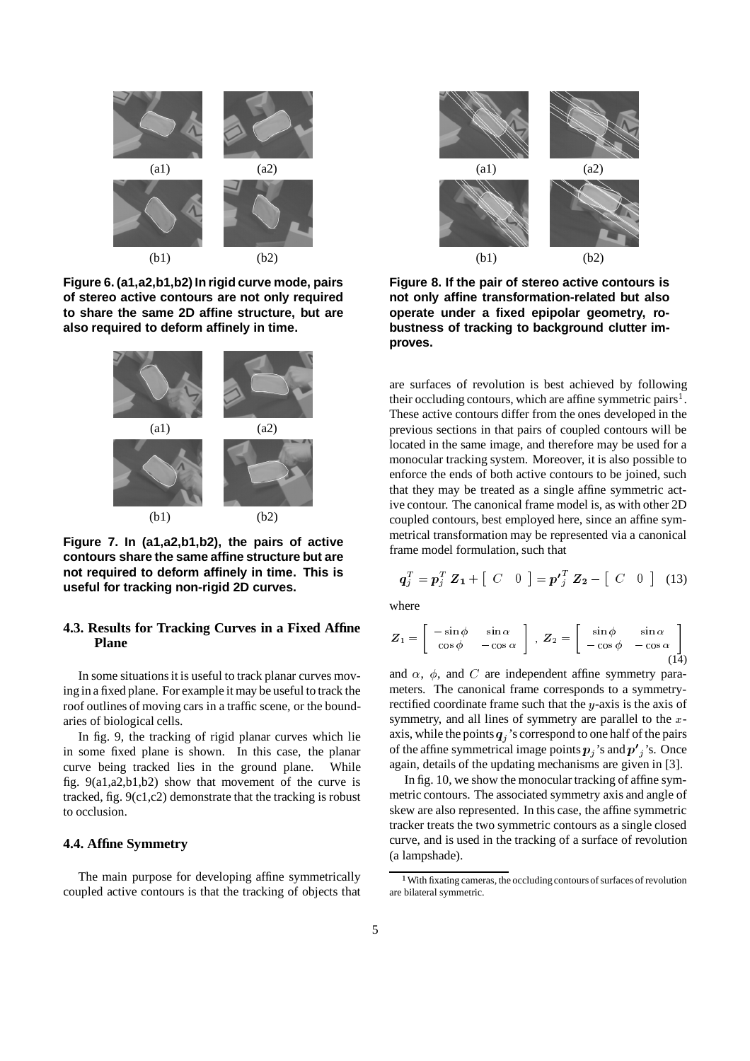(a1) (a2)

(b1) (b2)

**Figure 6. (a1,a2,b1,b2) In rigid curve mode, pairs of stereo active contours are not only required to share the same 2D affine structure, but are also required to deform affinely in time.**

(a1) (a2)

(b1) (b2)

**Figure 7. In (a1,a2,b1,b2), the pairs of active contours share the same affine structure but are not required to deform affinely in time. This is useful for tracking non-rigid 2D curves.**

### 4.3. Results for Tracking Curves in a Fixed Affine Plane

In some situations it is useful to track planar curves moving in a fixed plane. For example it may be useful to track the roof outlines of moving cars in a traffic scene, or the boundaries of biological cells.

In fig. 9, the tracking of rigid planar curves which lie in some fixed plane is shown. In this case, the planar curve being tracked lies in the ground plane. While fig. 9(a1,a2,b1,b2) show that movement of the curve is tracked, fig. 9(c1,c2) demonstrate that the tracking is robust to occlusion.

### 4.4. Affine Symmetry

The main purpose for developing affine symmetrically coupled active contours is that the tracking of objects that

(a1) (a2)

(b1) (b2)

**Figure 8. If the pair of stereo active contours is not only affine transformation-related but also operate under a fixed epipolar geometry, robustness of tracking to background clutter improves.**

are surfaces of revolution is best achieved by following their occluding contours, which are affine symmetric pairs[1]. These active contours differ from the ones developed in the previous sections in that pairs of coupled contours will be located in the same image, and therefore may be used for a monocular tracking system. Moreover, it is also possible to enforce the ends of both active contours to be joined, such that they may be treated as a single affine symmetric active contour. The canonical frame model is, as with other 2D coupled contours, best employed here, since an affine symmetrical transformation may be represented via a canonical frame model formulation, such that

$$\boldsymbol{q}_j^T = \boldsymbol{p}_j^T\, \boldsymbol{Z_1} + \left[\begin{array}{cc} C & 0 \end{array}\right] = \boldsymbol{p'}_j^T\, \boldsymbol{Z_2} - \left[\begin{array}{cc} C & 0 \end{array}\right] \quad (13)$$

where

$$\boldsymbol{Z}_1 = \left[\begin{array}{cc} -\sin\phi & \sin\alpha \\ \cos\phi & -\cos\alpha \end{array}\right],\ \boldsymbol{Z}_2 = \left[\begin{array}{cc} \sin\phi & \sin\alpha \\ -\cos\phi & -\cos\alpha \end{array}\right] \quad (14)$$

and $\alpha$, $\phi$, and $C$ are independent affine symmetry parameters. The canonical frame corresponds to a symmetry-rectified coordinate frame such that the $y$-axis is the axis of symmetry, and all lines of symmetry are parallel to the $x$-axis, while the points $\boldsymbol{q}_j$'s correspond to one half of the pairs of the affine symmetrical image points $\boldsymbol{p}_j$'s and $\boldsymbol{p'}_j$'s. Once again, details of the updating mechanisms are given in [3].

In fig. 10, we show the monocular tracking of affine symmetric contours. The associated symmetry axis and angle of skew are also represented. In this case, the affine symmetric tracker treats the two symmetric contours as a single closed curve, and is used in the tracking of a surface of revolution (a lampshade).

[1] With fixating cameras, the occluding contours of surfaces of revolution are bilateral symmetric.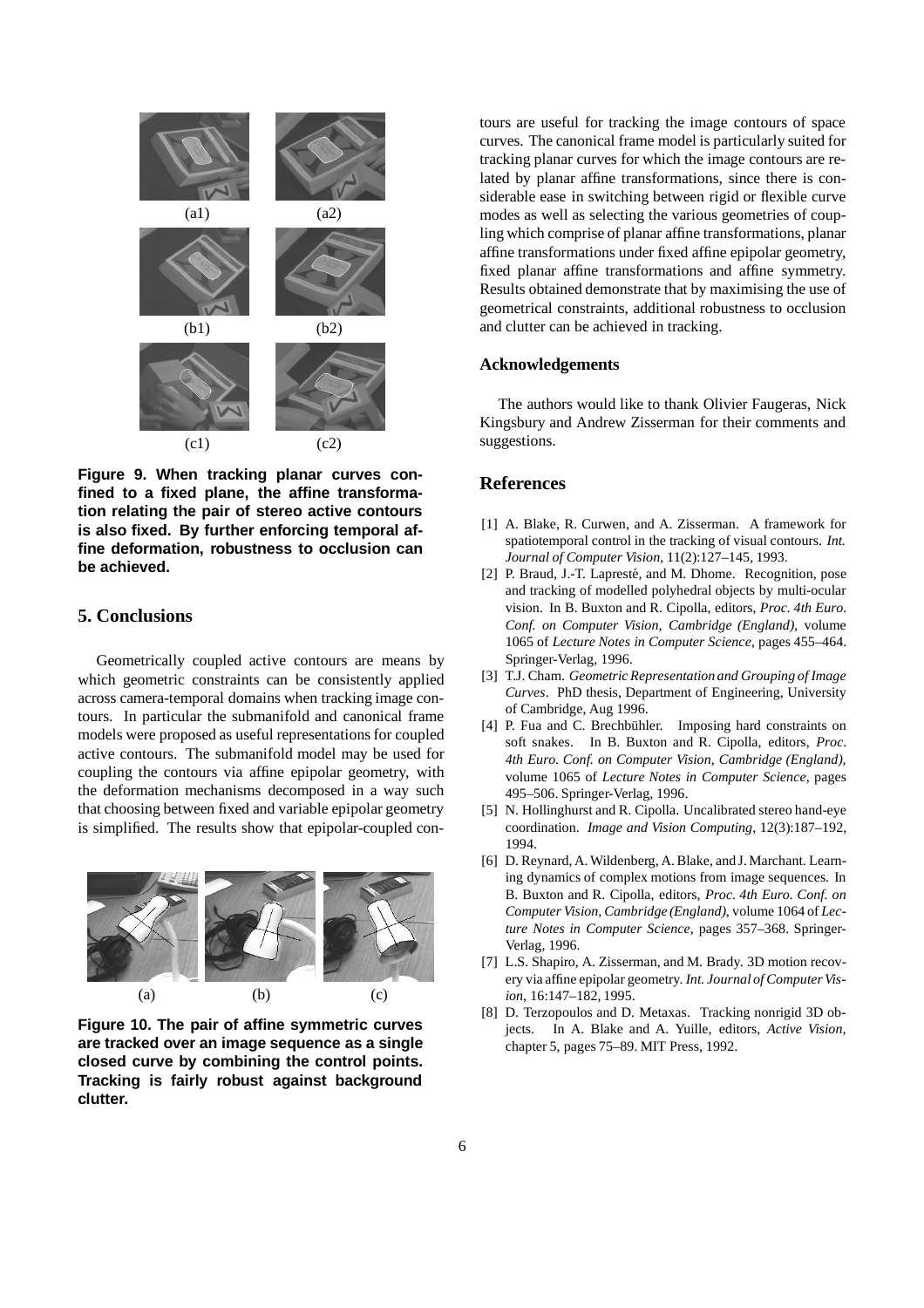(a1) (a2)

(b1) (b2)

(c1) (c2)

**Figure 9. When tracking planar curves confined to a fixed plane, the affine transformation relating the pair of stereo active contours is also fixed. By further enforcing temporal affine deformation, robustness to occlusion can be achieved.**

## 5. Conclusions

Geometrically coupled active contours are means by which geometric constraints can be consistently applied across camera-temporal domains when tracking image contours. In particular the submanifold and canonical frame models were proposed as useful representations for coupled active contours. The submanifold model may be used for coupling the contours via affine epipolar geometry, with the deformation mechanisms decomposed in a way such that choosing between fixed and variable epipolar geometry is simplified. The results show that epipolar-coupled contours are useful for tracking the image contours of space curves. The canonical frame model is particularly suited for tracking planar curves for which the image contours are related by planar affine transformations, since there is considerable ease in switching between rigid or flexible curve modes as well as selecting the various geometries of coupling which comprise of planar affine transformations, planar affine transformations under fixed affine epipolar geometry, fixed planar affine transformations and affine symmetry. Results obtained demonstrate that by maximising the use of geometrical constraints, additional robustness to occlusion and clutter can be achieved in tracking.

(a) (b) (c)

**Figure 10. The pair of affine symmetric curves are tracked over an image sequence as a single closed curve by combining the control points. Tracking is fairly robust against background clutter.**

### Acknowledgements

The authors would like to thank Olivier Faugeras, Nick Kingsbury and Andrew Zisserman for their comments and suggestions.

## References

[1] A. Blake, R. Curwen, and A. Zisserman. A framework for spatiotemporal control in the tracking of visual contours. *Int. Journal of Computer Vision*, 11(2):127–145, 1993.

[2] P. Braud, J.-T. Lapresté, and M. Dhome. Recognition, pose and tracking of modelled polyhedral objects by multi-ocular vision. In B. Buxton and R. Cipolla, editors, *Proc. 4th Euro. Conf. on Computer Vision, Cambridge (England)*, volume 1065 of *Lecture Notes in Computer Science*, pages 455–464. Springer-Verlag, 1996.

[3] T.J. Cham. *Geometric Representation and Grouping of Image Curves*. PhD thesis, Department of Engineering, University of Cambridge, Aug 1996.

[4] P. Fua and C. Brechbühler. Imposing hard constraints on soft snakes. In B. Buxton and R. Cipolla, editors, *Proc. 4th Euro. Conf. on Computer Vision, Cambridge (England)*, volume 1065 of *Lecture Notes in Computer Science*, pages 495–506. Springer-Verlag, 1996.

[5] N. Hollinghurst and R. Cipolla. Uncalibrated stereo hand-eye coordination. *Image and Vision Computing*, 12(3):187–192, 1994.

[6] D. Reynard, A. Wildenberg, A. Blake, and J. Marchant. Learning dynamics of complex motions from image sequences. In B. Buxton and R. Cipolla, editors, *Proc. 4th Euro. Conf. on Computer Vision, Cambridge (England)*, volume 1064 of *Lecture Notes in Computer Science*, pages 357–368. Springer-Verlag, 1996.

[7] L.S. Shapiro, A. Zisserman, and M. Brady. 3D motion recovery via affine epipolar geometry. *Int. Journal of Computer Vision*, 16:147–182, 1995.

[8] D. Terzopoulos and D. Metaxas. Tracking nonrigid 3D objects. In A. Blake and A. Yuille, editors, *Active Vision*, chapter 5, pages 75–89. MIT Press, 1992.